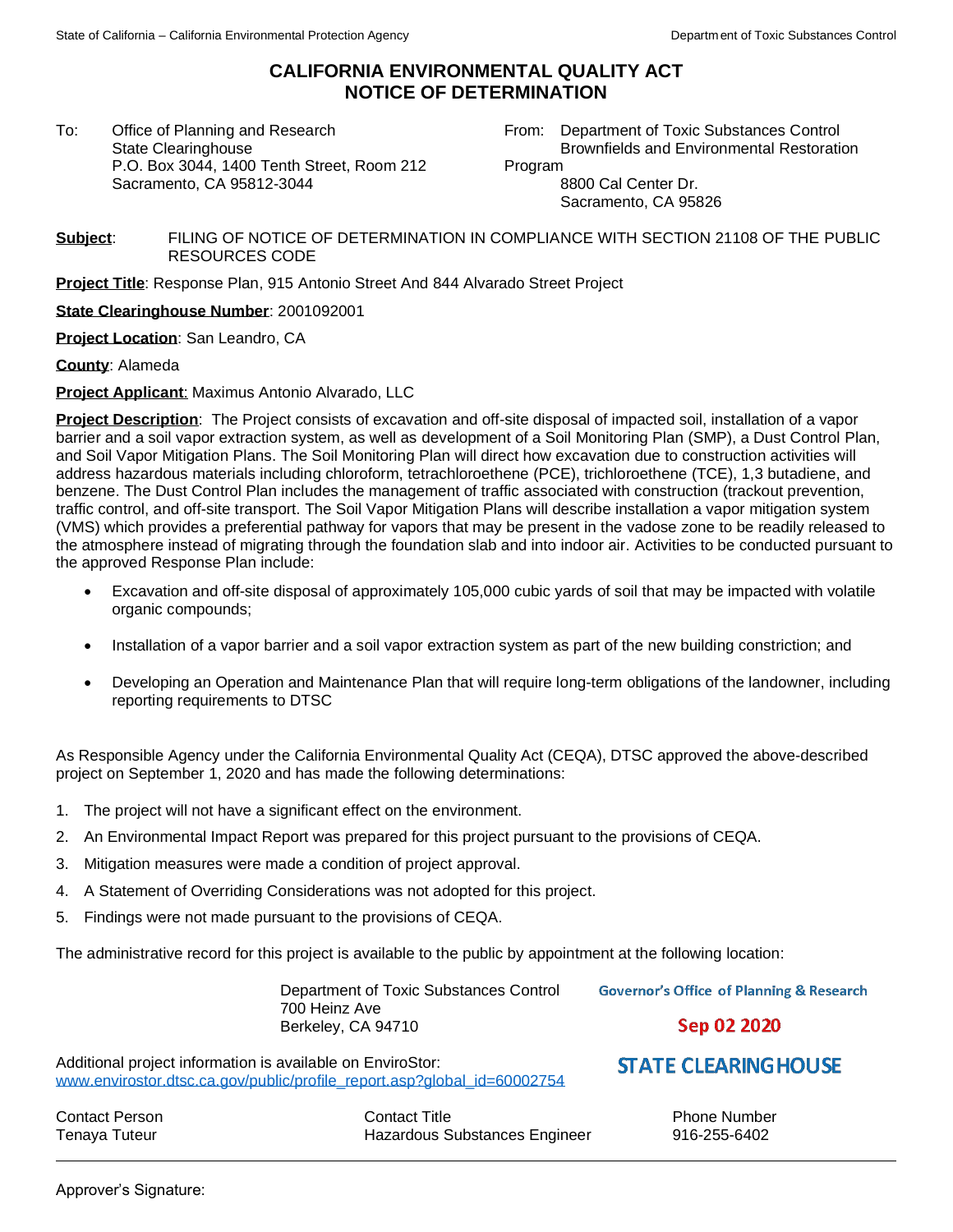State of California – California Environmental Protection Agency Department of Toxic Substances Control

# CALIFORNIA ENVIRONMENTAL QUALITY ACT NOTICE OF DETERMINATION

To: Office of Planning and Research
State Clearinghouse
P.O. Box 3044, 1400 Tenth Street, Room 212
Sacramento, CA 95812-3044

From: Department of Toxic Substances Control
Brownfields and Environmental Restoration Program
8800 Cal Center Dr.
Sacramento, CA 95826

**Subject**: FILING OF NOTICE OF DETERMINATION IN COMPLIANCE WITH SECTION 21108 OF THE PUBLIC RESOURCES CODE

**Project Title**: Response Plan, 915 Antonio Street And 844 Alvarado Street Project

**State Clearinghouse Number**: 2001092001

**Project Location**: San Leandro, CA

**County**: Alameda

**Project Applicant**: Maximus Antonio Alvarado, LLC

**Project Description**: The Project consists of excavation and off-site disposal of impacted soil, installation of a vapor barrier and a soil vapor extraction system, as well as development of a Soil Monitoring Plan (SMP), a Dust Control Plan, and Soil Vapor Mitigation Plans. The Soil Monitoring Plan will direct how excavation due to construction activities will address hazardous materials including chloroform, tetrachloroethene (PCE), trichloroethene (TCE), 1,3 butadiene, and benzene. The Dust Control Plan includes the management of traffic associated with construction (trackout prevention, traffic control, and off-site transport. The Soil Vapor Mitigation Plans will describe installation a vapor mitigation system (VMS) which provides a preferential pathway for vapors that may be present in the vadose zone to be readily released to the atmosphere instead of migrating through the foundation slab and into indoor air. Activities to be conducted pursuant to the approved Response Plan include:

- Excavation and off-site disposal of approximately 105,000 cubic yards of soil that may be impacted with volatile organic compounds;
- Installation of a vapor barrier and a soil vapor extraction system as part of the new building constriction; and
- Developing an Operation and Maintenance Plan that will require long-term obligations of the landowner, including reporting requirements to DTSC

As Responsible Agency under the California Environmental Quality Act (CEQA), DTSC approved the above-described project on September 1, 2020 and has made the following determinations:

1. The project will not have a significant effect on the environment.
2. An Environmental Impact Report was prepared for this project pursuant to the provisions of CEQA.
3. Mitigation measures were made a condition of project approval.
4. A Statement of Overriding Considerations was not adopted for this project.
5. Findings were not made pursuant to the provisions of CEQA.

The administrative record for this project is available to the public by appointment at the following location:

Department of Toxic Substances Control
700 Heinz Ave
Berkeley, CA 94710

Governor's Office of Planning & Research
Sep 02 2020
STATE CLEARINGHOUSE

Additional project information is available on EnviroStor:
www.envirostor.dtsc.ca.gov/public/profile_report.asp?global_id=60002754

| Contact Person | Contact Title | Phone Number |
| --- | --- | --- |
| Tenaya Tuteur | Hazardous Substances Engineer | 916-255-6402 |

---

Approver's Signature: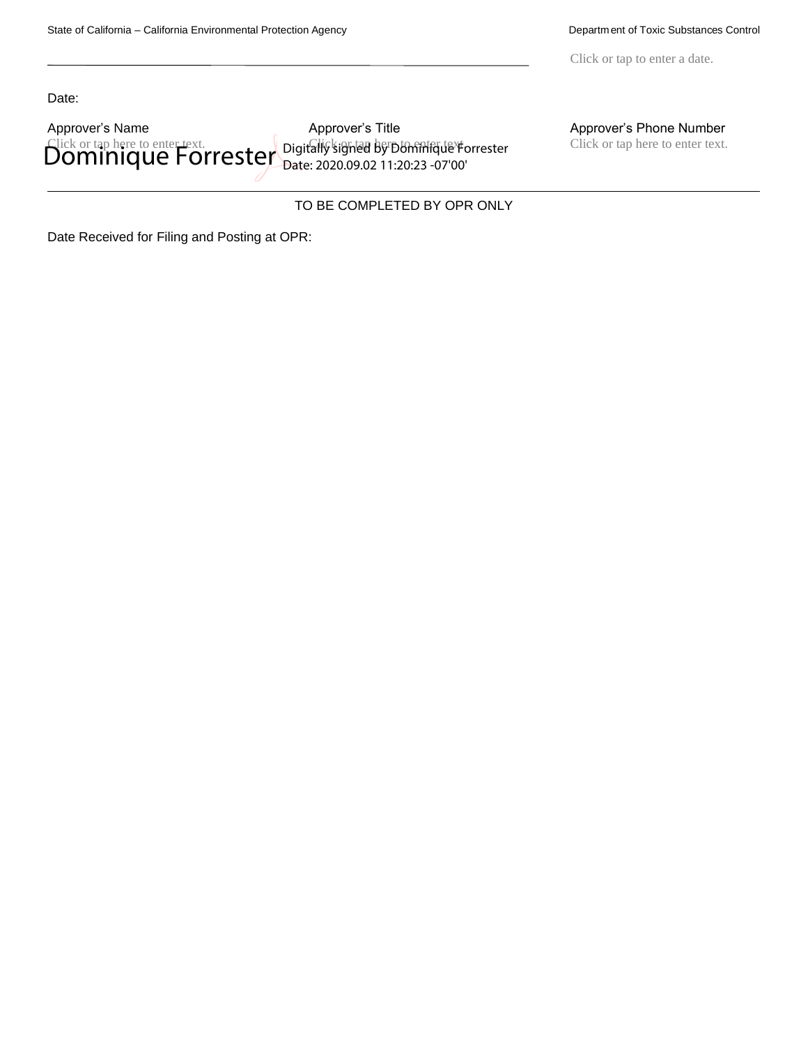Click or tap to enter a date.

Date:

Approver's Name

Click or tap here to enter text.

Dominique Forrester

Digitally signed by Dominique Forrester
Date: 2020.09.02 11:20:23 -07'00'

Approver's Title

Click or tap here to enter text.

Approver's Phone Number

Click or tap here to enter text.

---

TO BE COMPLETED BY OPR ONLY

Date Received for Filing and Posting at OPR: